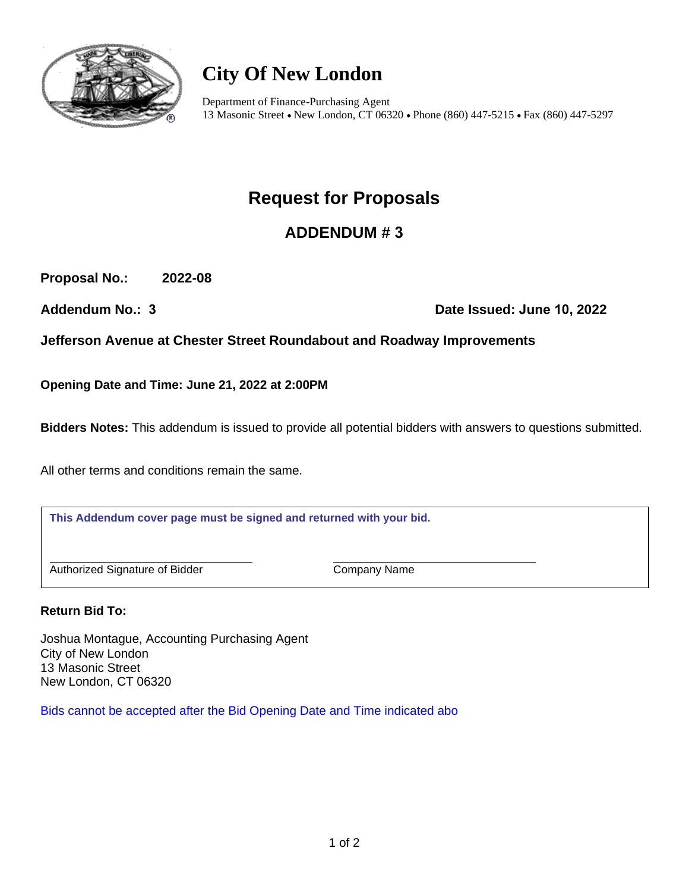# City Of New London

Department of Finance-Purchasing Agent
13 Masonic Street • New London, CT 06320 • Phone (860) 447-5215 • Fax (860) 447-5297

## Request for Proposals

### ADDENDUM # 3

**Proposal No.:** **2022-08**

**Addendum No.: 3** **Date Issued: June 10, 2022**

**Jefferson Avenue at Chester Street Roundabout and Roadway Improvements**

**Opening Date and Time: June 21, 2022 at 2:00PM**

**Bidders Notes:** This addendum is issued to provide all potential bidders with answers to questions submitted.

All other terms and conditions remain the same.

**This Addendum cover page must be signed and returned with your bid.**

_______________________________
Authorized Signature of Bidder

_______________________________
Company Name

**Return Bid To:**

Joshua Montague, Accounting Purchasing Agent
City of New London
13 Masonic Street
New London, CT 06320

Bids cannot be accepted after the Bid Opening Date and Time indicated abo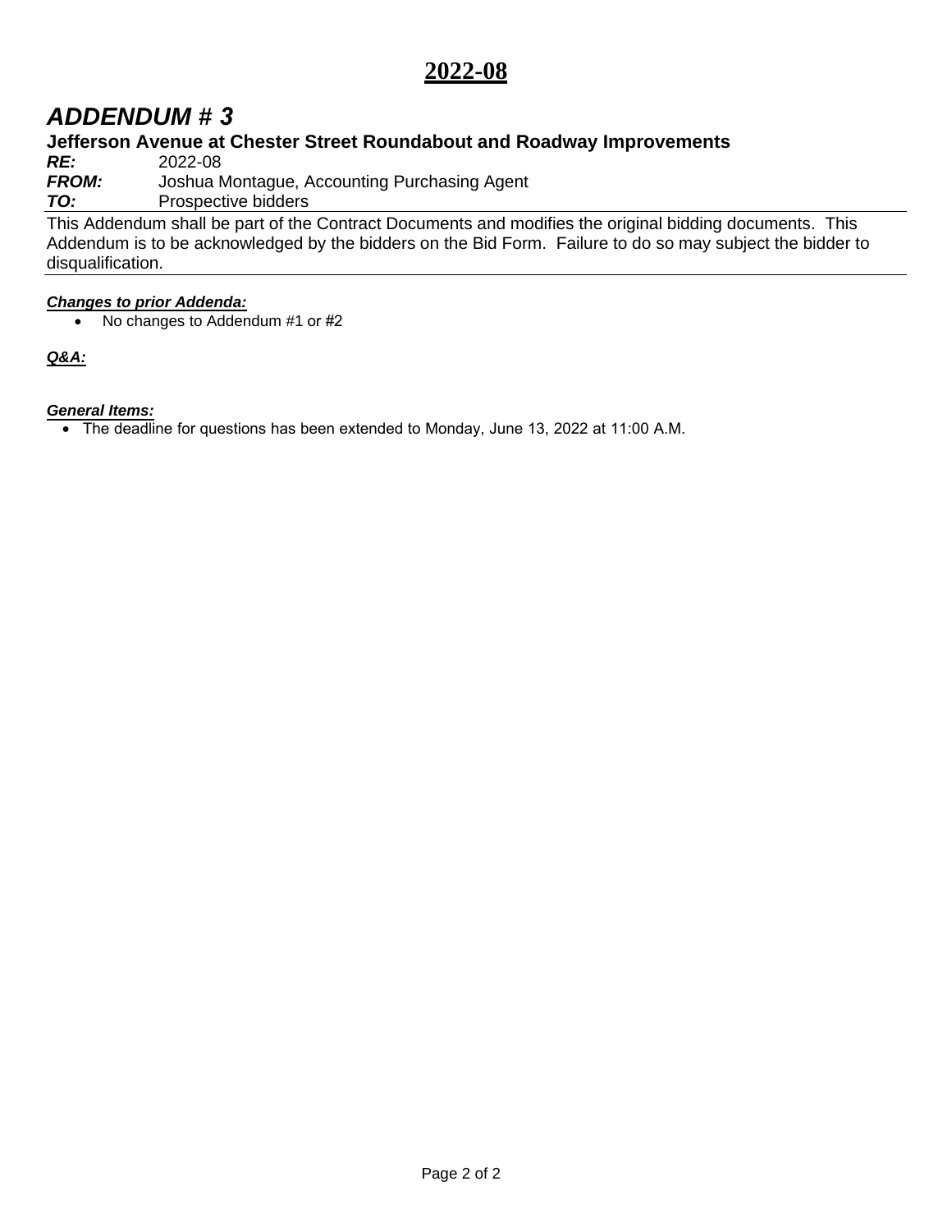# 2022-08

## *ADDENDUM # 3*

**Jefferson Avenue at Chester Street Roundabout and Roadway Improvements**

***RE:*** 2022-08
***FROM:*** Joshua Montague, Accounting Purchasing Agent
***TO:*** Prospective bidders

This Addendum shall be part of the Contract Documents and modifies the original bidding documents. This Addendum is to be acknowledged by the bidders on the Bid Form. Failure to do so may subject the bidder to disqualification.

***Changes to prior Addenda:***

- No changes to Addendum #1 or #2

***Q&A:***

***General Items:***

- The deadline for questions has been extended to Monday, June 13, 2022 at 11:00 A.M.